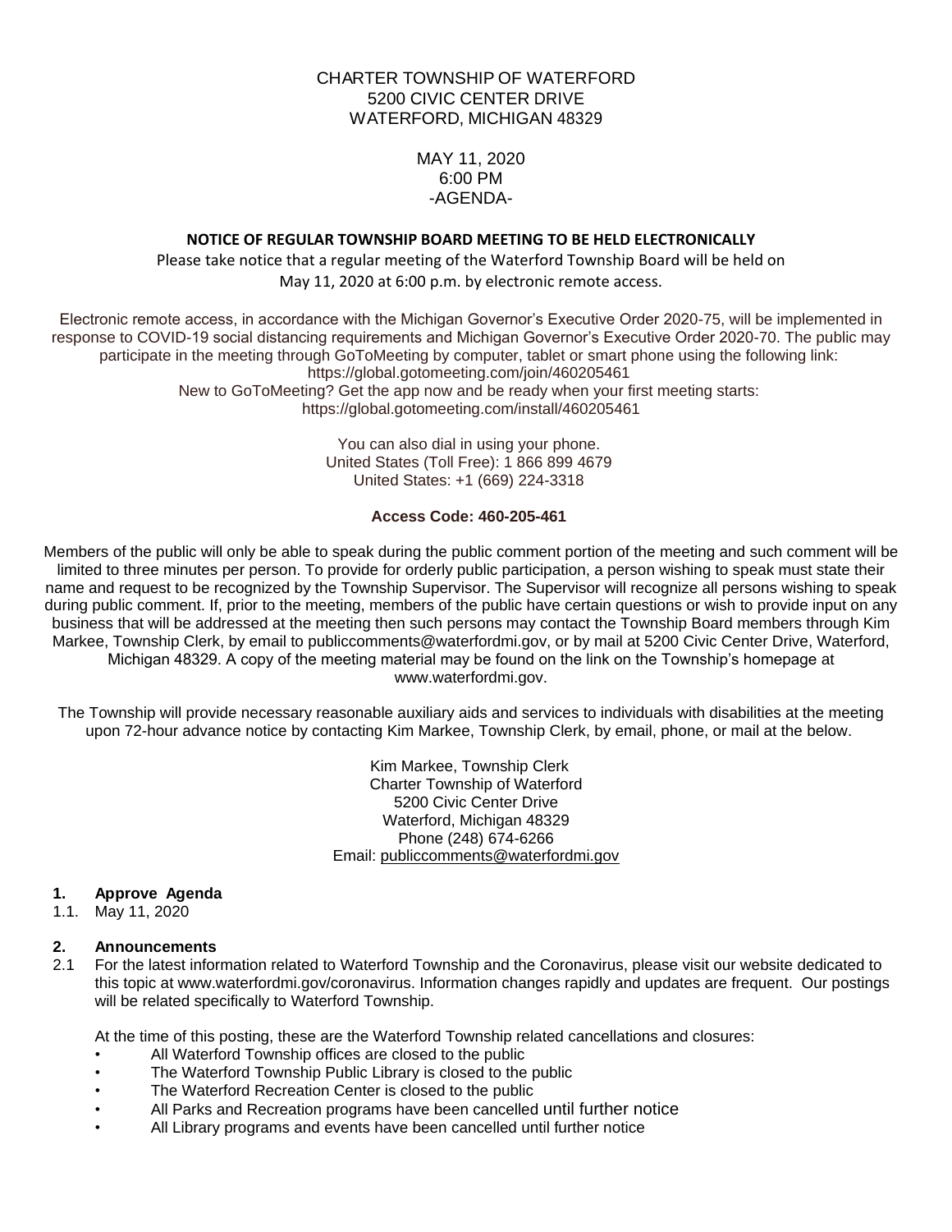CHARTER TOWNSHIP OF WATERFORD
5200 CIVIC CENTER DRIVE
WATERFORD, MICHIGAN 48329

MAY 11, 2020
6:00 PM
-AGENDA-

**NOTICE OF REGULAR TOWNSHIP BOARD MEETING TO BE HELD ELECTRONICALLY**

Please take notice that a regular meeting of the Waterford Township Board will be held on May 11, 2020 at 6:00 p.m. by electronic remote access.

Electronic remote access, in accordance with the Michigan Governor's Executive Order 2020-75, will be implemented in response to COVID-19 social distancing requirements and Michigan Governor's Executive Order 2020-70. The public may participate in the meeting through GoToMeeting by computer, tablet or smart phone using the following link:
https://global.gotomeeting.com/join/460205461
New to GoToMeeting? Get the app now and be ready when your first meeting starts:
https://global.gotomeeting.com/install/460205461

You can also dial in using your phone.
United States (Toll Free): 1 866 899 4679
United States: +1 (669) 224-3318

**Access Code: 460-205-461**

Members of the public will only be able to speak during the public comment portion of the meeting and such comment will be limited to three minutes per person. To provide for orderly public participation, a person wishing to speak must state their name and request to be recognized by the Township Supervisor. The Supervisor will recognize all persons wishing to speak during public comment. If, prior to the meeting, members of the public have certain questions or wish to provide input on any business that will be addressed at the meeting then such persons may contact the Township Board members through Kim Markee, Township Clerk, by email to publiccomments@waterfordmi.gov, or by mail at 5200 Civic Center Drive, Waterford, Michigan 48329. A copy of the meeting material may be found on the link on the Township's homepage at www.waterfordmi.gov.

The Township will provide necessary reasonable auxiliary aids and services to individuals with disabilities at the meeting upon 72-hour advance notice by contacting Kim Markee, Township Clerk, by email, phone, or mail at the below.

Kim Markee, Township Clerk
Charter Township of Waterford
5200 Civic Center Drive
Waterford, Michigan 48329
Phone (248) 674-6266
Email: publiccomments@waterfordmi.gov

**1. Approve Agenda**

1.1. May 11, 2020

**2. Announcements**

2.1 For the latest information related to Waterford Township and the Coronavirus, please visit our website dedicated to this topic at www.waterfordmi.gov/coronavirus. Information changes rapidly and updates are frequent. Our postings will be related specifically to Waterford Township.

At the time of this posting, these are the Waterford Township related cancellations and closures:

- All Waterford Township offices are closed to the public
- The Waterford Township Public Library is closed to the public
- The Waterford Recreation Center is closed to the public
- All Parks and Recreation programs have been cancelled until further notice
- All Library programs and events have been cancelled until further notice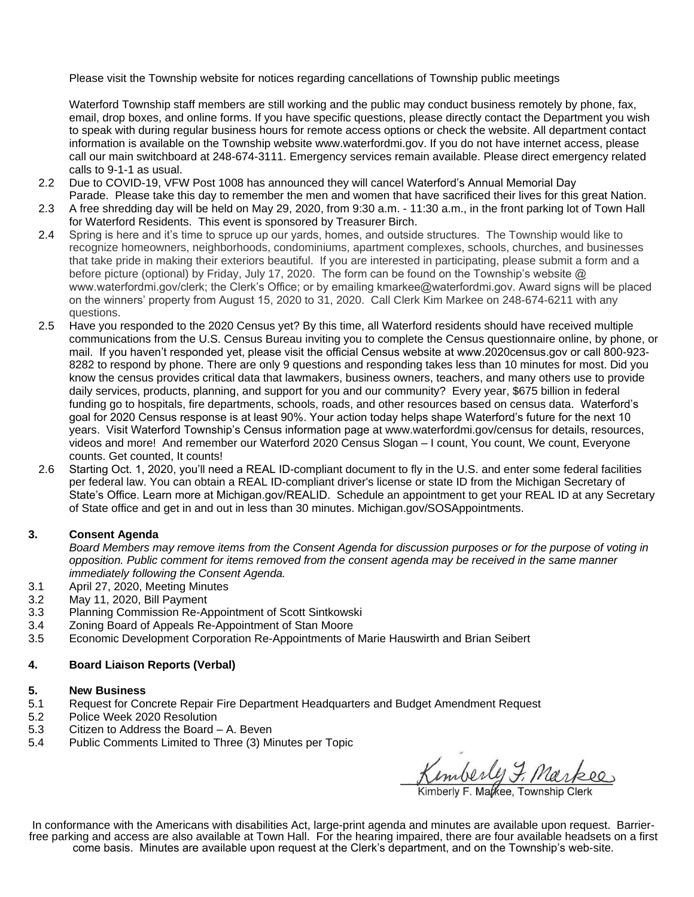Please visit the Township website for notices regarding cancellations of Township public meetings

Waterford Township staff members are still working and the public may conduct business remotely by phone, fax, email, drop boxes, and online forms. If you have specific questions, please directly contact the Department you wish to speak with during regular business hours for remote access options or check the website. All department contact information is available on the Township website www.waterfordmi.gov. If you do not have internet access, please call our main switchboard at 248-674-3111. Emergency services remain available. Please direct emergency related calls to 9-1-1 as usual.

2.2 Due to COVID-19, VFW Post 1008 has announced they will cancel Waterford's Annual Memorial Day Parade. Please take this day to remember the men and women that have sacrificed their lives for this great Nation.

2.3 A free shredding day will be held on May 29, 2020, from 9:30 a.m. - 11:30 a.m., in the front parking lot of Town Hall for Waterford Residents. This event is sponsored by Treasurer Birch.

2.4 Spring is here and it's time to spruce up our yards, homes, and outside structures. The Township would like to recognize homeowners, neighborhoods, condominiums, apartment complexes, schools, churches, and businesses that take pride in making their exteriors beautiful. If you are interested in participating, please submit a form and a before picture (optional) by Friday, July 17, 2020. The form can be found on the Township's website @ www.waterfordmi.gov/clerk; the Clerk's Office; or by emailing kmarkee@waterfordmi.gov. Award signs will be placed on the winners' property from August 15, 2020 to 31, 2020. Call Clerk Kim Markee on 248-674-6211 with any questions.

2.5 Have you responded to the 2020 Census yet? By this time, all Waterford residents should have received multiple communications from the U.S. Census Bureau inviting you to complete the Census questionnaire online, by phone, or mail. If you haven't responded yet, please visit the official Census website at www.2020census.gov or call 800-923-8282 to respond by phone. There are only 9 questions and responding takes less than 10 minutes for most. Did you know the census provides critical data that lawmakers, business owners, teachers, and many others use to provide daily services, products, planning, and support for you and our community? Every year, $675 billion in federal funding go to hospitals, fire departments, schools, roads, and other resources based on census data. Waterford's goal for 2020 Census response is at least 90%. Your action today helps shape Waterford's future for the next 10 years. Visit Waterford Township's Census information page at www.waterfordmi.gov/census for details, resources, videos and more! And remember our Waterford 2020 Census Slogan – I count, You count, We count, Everyone counts. Get counted, It counts!

2.6 Starting Oct. 1, 2020, you'll need a REAL ID-compliant document to fly in the U.S. and enter some federal facilities per federal law. You can obtain a REAL ID-compliant driver's license or state ID from the Michigan Secretary of State's Office. Learn more at Michigan.gov/REALID. Schedule an appointment to get your REAL ID at any Secretary of State office and get in and out in less than 30 minutes. Michigan.gov/SOSAppointments.

**3. Consent Agenda**

*Board Members may remove items from the Consent Agenda for discussion purposes or for the purpose of voting in opposition. Public comment for items removed from the consent agenda may be received in the same manner immediately following the Consent Agenda.*

3.1 April 27, 2020, Meeting Minutes
3.2 May 11, 2020, Bill Payment
3.3 Planning Commission Re-Appointment of Scott Sintkowski
3.4 Zoning Board of Appeals Re-Appointment of Stan Moore
3.5 Economic Development Corporation Re-Appointments of Marie Hauswirth and Brian Seibert

**4. Board Liaison Reports (Verbal)**

**5. New Business**

5.1 Request for Concrete Repair Fire Department Headquarters and Budget Amendment Request
5.2 Police Week 2020 Resolution
5.3 Citizen to Address the Board – A. Beven
5.4 Public Comments Limited to Three (3) Minutes per Topic

Kimberly F. Markee
Kimberly F. Markee, Township Clerk

In conformance with the Americans with disabilities Act, large-print agenda and minutes are available upon request. Barrier-free parking and access are also available at Town Hall. For the hearing impaired, there are four available headsets on a first come basis. Minutes are available upon request at the Clerk's department, and on the Township's web-site.